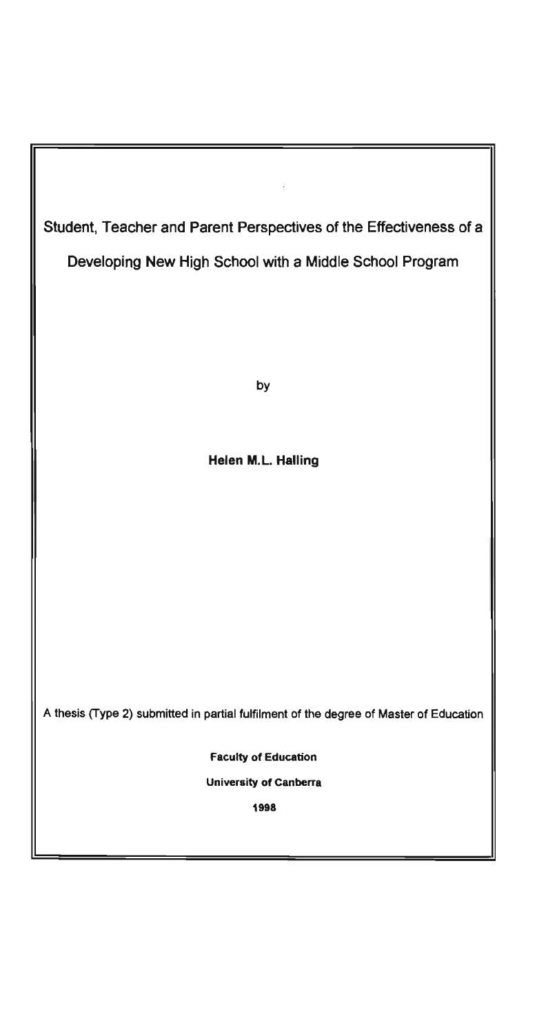# Student, Teacher and Parent Perspectives of the Effectiveness of a Developing New High School with a Middle School Program

by

**Helen M.L. Halling**

A thesis (Type 2) submitted in partial fulfilment of the degree of Master of Education

**Faculty of Education**

**University of Canberra**

**1998**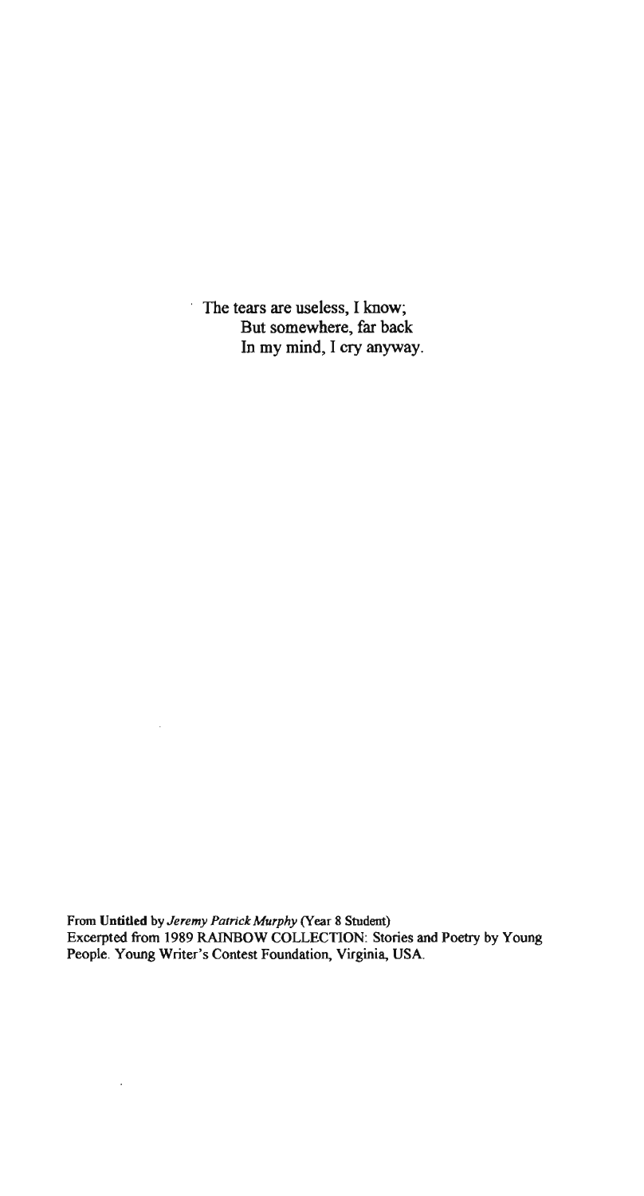The tears are useless, I know;
But somewhere, far back
In my mind, I cry anyway.

**From Untitled** by *Jeremy Patrick Murphy* (Year 8 Student)
Excerpted from 1989 RAINBOW COLLECTION: Stories and Poetry by Young People. Young Writer's Contest Foundation, Virginia, USA.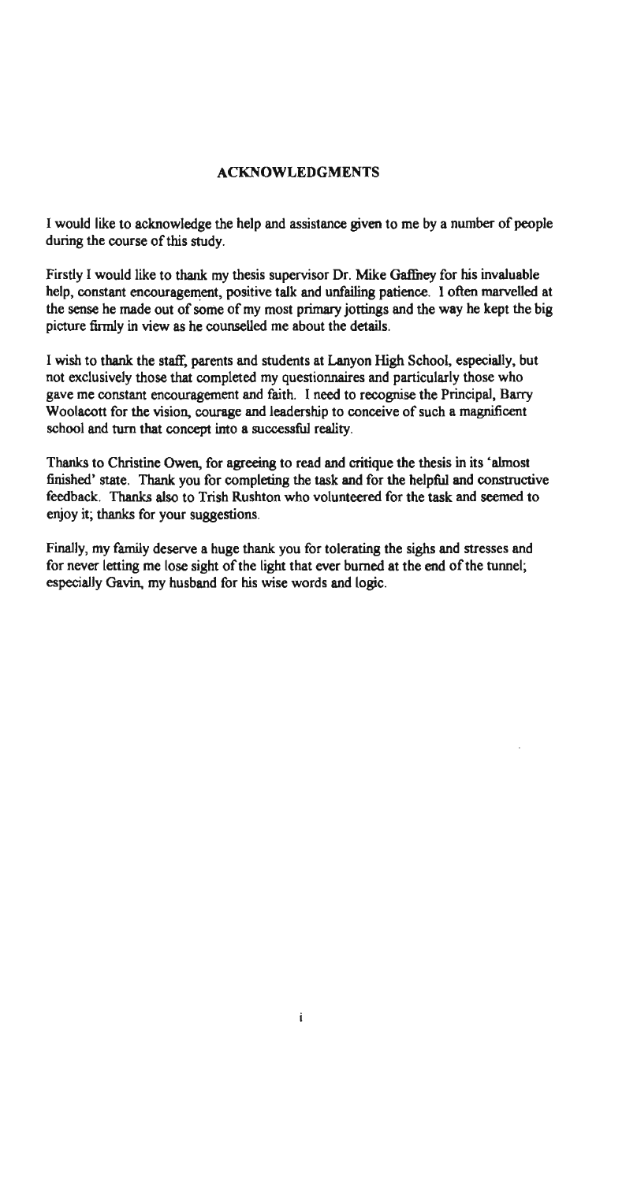## ACKNOWLEDGMENTS

I would like to acknowledge the help and assistance given to me by a number of people during the course of this study.

Firstly I would like to thank my thesis supervisor Dr. Mike Gaffney for his invaluable help, constant encouragement, positive talk and unfailing patience. I often marvelled at the sense he made out of some of my most primary jottings and the way he kept the big picture firmly in view as he counselled me about the details.

I wish to thank the staff, parents and students at Lanyon High School, especially, but not exclusively those that completed my questionnaires and particularly those who gave me constant encouragement and faith. I need to recognise the Principal, Barry Woolacott for the vision, courage and leadership to conceive of such a magnificent school and turn that concept into a successful reality.

Thanks to Christine Owen, for agreeing to read and critique the thesis in its 'almost finished' state. Thank you for completing the task and for the helpful and constructive feedback. Thanks also to Trish Rushton who volunteered for the task and seemed to enjoy it; thanks for your suggestions.

Finally, my family deserve a huge thank you for tolerating the sighs and stresses and for never letting me lose sight of the light that ever burned at the end of the tunnel; especially Gavin, my husband for his wise words and logic.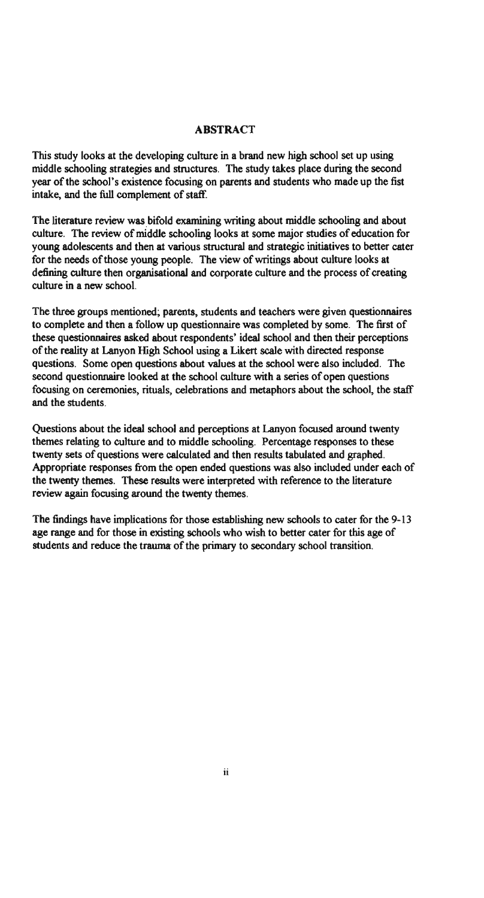## ABSTRACT

This study looks at the developing culture in a brand new high school set up using middle schooling strategies and structures. The study takes place during the second year of the school's existence focusing on parents and students who made up the fist intake, and the full complement of staff.

The literature review was bifold examining writing about middle schooling and about culture. The review of middle schooling looks at some major studies of education for young adolescents and then at various structural and strategic initiatives to better cater for the needs of those young people. The view of writings about culture looks at defining culture then organisational and corporate culture and the process of creating culture in a new school.

The three groups mentioned; parents, students and teachers were given questionnaires to complete and then a follow up questionnaire was completed by some. The first of these questionnaires asked about respondents' ideal school and then their perceptions of the reality at Lanyon High School using a Likert scale with directed response questions. Some open questions about values at the school were also included. The second questionnaire looked at the school culture with a series of open questions focusing on ceremonies, rituals, celebrations and metaphors about the school, the staff and the students.

Questions about the ideal school and perceptions at Lanyon focused around twenty themes relating to culture and to middle schooling. Percentage responses to these twenty sets of questions were calculated and then results tabulated and graphed. Appropriate responses from the open ended questions was also included under each of the twenty themes. These results were interpreted with reference to the literature review again focusing around the twenty themes.

The findings have implications for those establishing new schools to cater for the 9-13 age range and for those in existing schools who wish to better cater for this age of students and reduce the trauma of the primary to secondary school transition.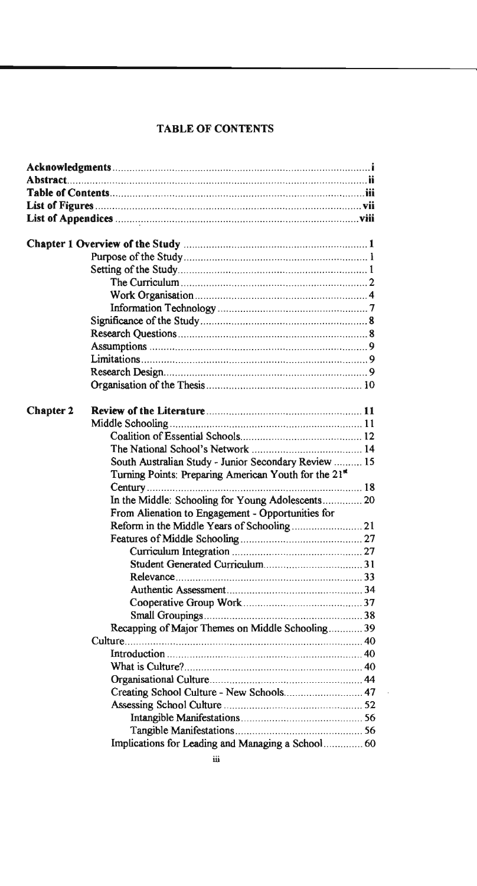# TABLE OF CONTENTS

**Acknowledgments** ........................................................................................ **i**
**Abstract** ........................................................................................ **ii**
**Table of Contents** ........................................................................................ **iii**
**List of Figures** ........................................................................................ **vii**
**List of Appendices** ........................................................................................ **viii**

**Chapter 1 Overview of the Study** ........................................................................................ **1**

- Purpose of the Study ........................................................................................ 1
- Setting of the Study ........................................................................................ 1
  - The Curriculum ........................................................................................ 2
  - Work Organisation ........................................................................................ 4
  - Information Technology ........................................................................................ 7
- Significance of the Study ........................................................................................ 8
- Research Questions ........................................................................................ 8
- Assumptions ........................................................................................ 9
- Limitations ........................................................................................ 9
- Research Design ........................................................................................ 9
- Organisation of the Thesis ........................................................................................ 10

**Chapter 2 Review of the Literature** ........................................................................................ **11**

- Middle Schooling ........................................................................................ 11
  - Coalition of Essential Schools ........................................................................................ 12
  - The National School's Network ........................................................................................ 14
  - South Australian Study - Junior Secondary Review ........................................................................................ 15
  - Turning Points: Preparing American Youth for the 21st Century ........................................................................................ 18
  - In the Middle: Schooling for Young Adolescents ........................................................................................ 20
  - From Alienation to Engagement - Opportunities for Reform in the Middle Years of Schooling ........................................................................................ 21
  - Features of Middle Schooling ........................................................................................ 27
    - Curriculum Integration ........................................................................................ 27
    - Student Generated Curriculum ........................................................................................ 31
    - Relevance ........................................................................................ 33
    - Authentic Assessment ........................................................................................ 34
    - Cooperative Group Work ........................................................................................ 37
    - Small Groupings ........................................................................................ 38
  - Recapping of Major Themes on Middle Schooling ........................................................................................ 39
- Culture ........................................................................................ 40
  - Introduction ........................................................................................ 40
  - What is Culture? ........................................................................................ 40
  - Organisational Culture ........................................................................................ 44
  - Creating School Culture - New Schools ........................................................................................ 47
  - Assessing School Culture ........................................................................................ 52
    - Intangible Manifestations ........................................................................................ 56
    - Tangible Manifestations ........................................................................................ 56
  - Implications for Leading and Managing a School ........................................................................................ 60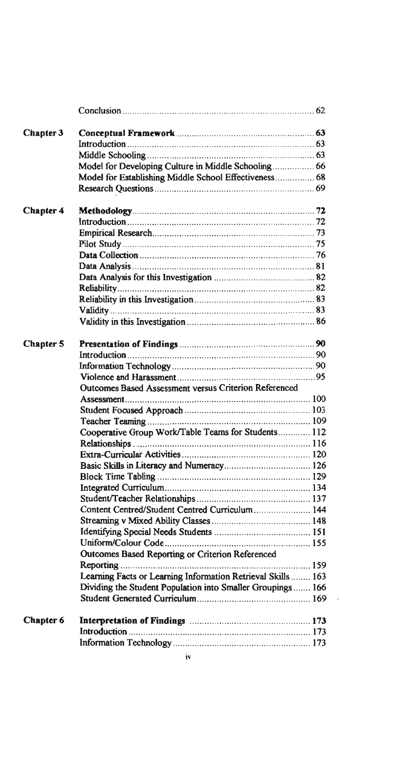| | | |
|---|---|---|
| | Conclusion | 62 |
| **Chapter 3** | **Conceptual Framework** | **63** |
| | Introduction | 63 |
| | Middle Schooling | 63 |
| | Model for Developing Culture in Middle Schooling | 66 |
| | Model for Establishing Middle School Effectiveness | 68 |
| | Research Questions | 69 |
| **Chapter 4** | **Methodology** | **72** |
| | Introduction | 72 |
| | Empirical Research | 73 |
| | Pilot Study | 75 |
| | Data Collection | 76 |
| | Data Analysis | 81 |
| | Data Analysis for this Investigation | 82 |
| | Reliability | 82 |
| | Reliability in this Investigation | 83 |
| | Validity | 83 |
| | Validity in this Investigation | 86 |
| **Chapter 5** | **Presentation of Findings** | **90** |
| | Introduction | 90 |
| | Information Technology | 90 |
| | Violence and Harassment | 95 |
| | Outcomes Based Assessment versus Criterion Referenced Assessment | 100 |
| | Student Focused Approach | 103 |
| | Teacher Teaming | 109 |
| | Cooperative Group Work/Table Teams for Students | 112 |
| | Relationships | 116 |
| | Extra-Curricular Activities | 120 |
| | Basic Skills in Literacy and Numeracy | 126 |
| | Block Time Tabling | 129 |
| | Integrated Curriculum | 134 |
| | Student/Teacher Relationships | 137 |
| | Content Centred/Student Centred Curriculum | 144 |
| | Streaming v Mixed Ability Classes | 148 |
| | Identifying Special Needs Students | 151 |
| | Uniform/Colour Code | 155 |
| | Outcomes Based Reporting or Criterion Referenced Reporting | 159 |
| | Learning Facts or Learning Information Retrieval Skills | 163 |
| | Dividing the Student Population into Smaller Groupings | 166 |
| | Student Generated Curriculum | 169 |
| **Chapter 6** | **Interpretation of Findings** | **173** |
| | Introduction | 173 |
| | Information Technology | 173 |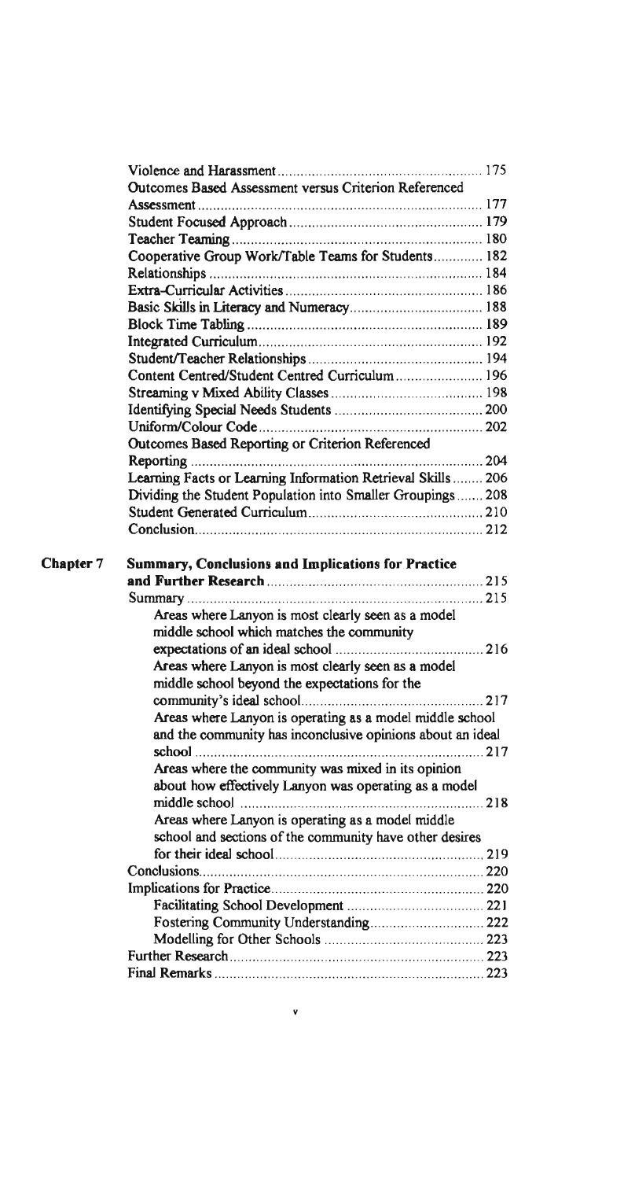| | | |
|---|---|---|
| | Violence and Harassment | 175 |
| | Outcomes Based Assessment versus Criterion Referenced Assessment | 177 |
| | Student Focused Approach | 179 |
| | Teacher Teaming | 180 |
| | Cooperative Group Work/Table Teams for Students | 182 |
| | Relationships | 184 |
| | Extra-Curricular Activities | 186 |
| | Basic Skills in Literacy and Numeracy | 188 |
| | Block Time Tabling | 189 |
| | Integrated Curriculum | 192 |
| | Student/Teacher Relationships | 194 |
| | Content Centred/Student Centred Curriculum | 196 |
| | Streaming v Mixed Ability Classes | 198 |
| | Identifying Special Needs Students | 200 |
| | Uniform/Colour Code | 202 |
| | Outcomes Based Reporting or Criterion Referenced Reporting | 204 |
| | Learning Facts or Learning Information Retrieval Skills | 206 |
| | Dividing the Student Population into Smaller Groupings | 208 |
| | Student Generated Curriculum | 210 |
| | Conclusion | 212 |
| **Chapter 7** | **Summary, Conclusions and Implications for Practice and Further Research** | 215 |
| | Summary | 215 |
| | Areas where Lanyon is most clearly seen as a model middle school which matches the community expectations of an ideal school | 216 |
| | Areas where Lanyon is most clearly seen as a model middle school beyond the expectations for the community's ideal school | 217 |
| | Areas where Lanyon is operating as a model middle school and the community has inconclusive opinions about an ideal school | 217 |
| | Areas where the community was mixed in its opinion about how effectively Lanyon was operating as a model middle school | 218 |
| | Areas where Lanyon is operating as a model middle school and sections of the community have other desires for their ideal school | 219 |
| | Conclusions | 220 |
| | Implications for Practice | 220 |
| | Facilitating School Development | 221 |
| | Fostering Community Understanding | 222 |
| | Modelling for Other Schools | 223 |
| | Further Research | 223 |
| | Final Remarks | 223 |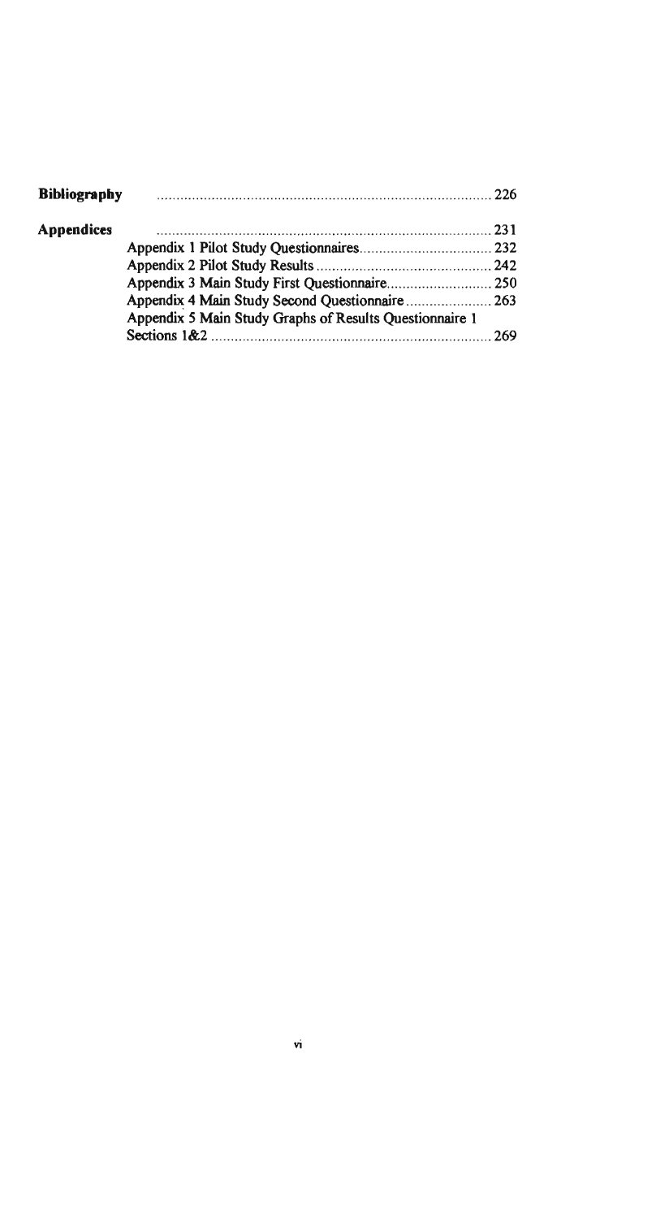**Bibliography** ........................................................................................ 226

**Appendices** ........................................................................................ 231

- Appendix 1 Pilot Study Questionnaires.................................. 232
- Appendix 2 Pilot Study Results ............................................. 242
- Appendix 3 Main Study First Questionnaire........................... 250
- Appendix 4 Main Study Second Questionnaire ...................... 263
- Appendix 5 Main Study Graphs of Results Questionnaire 1 Sections 1&2 ....................................................................... 269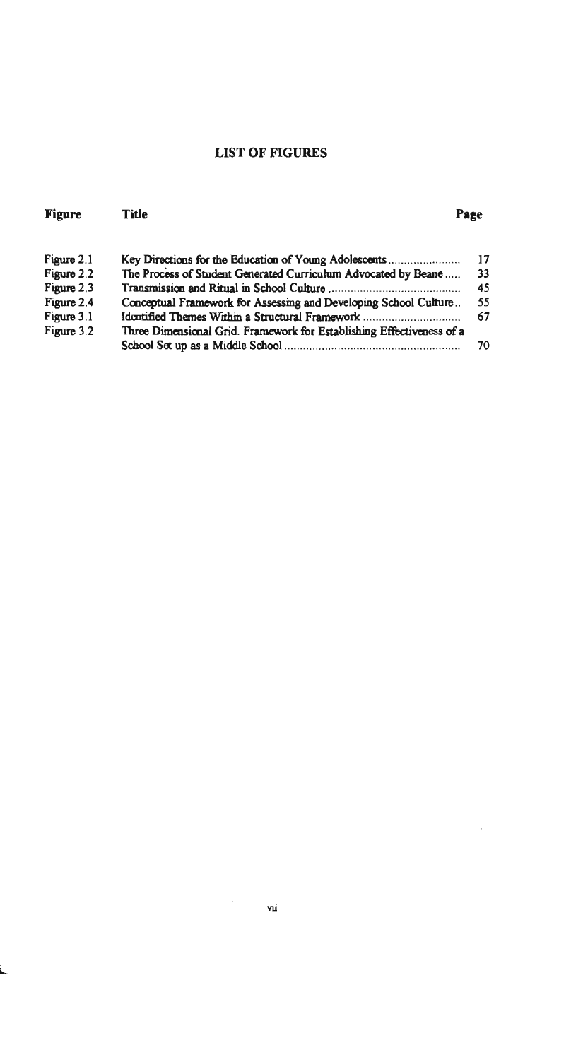# LIST OF FIGURES

| Figure | Title | Page |
|---|---|---|
| Figure 2.1 | Key Directions for the Education of Young Adolescents | 17 |
| Figure 2.2 | The Process of Student Generated Curriculum Advocated by Beane | 33 |
| Figure 2.3 | Transmission and Ritual in School Culture | 45 |
| Figure 2.4 | Conceptual Framework for Assessing and Developing School Culture | 55 |
| Figure 3.1 | Identified Themes Within a Structural Framework | 67 |
| Figure 3.2 | Three Dimensional Grid. Framework for Establishing Effectiveness of a School Set up as a Middle School | 70 |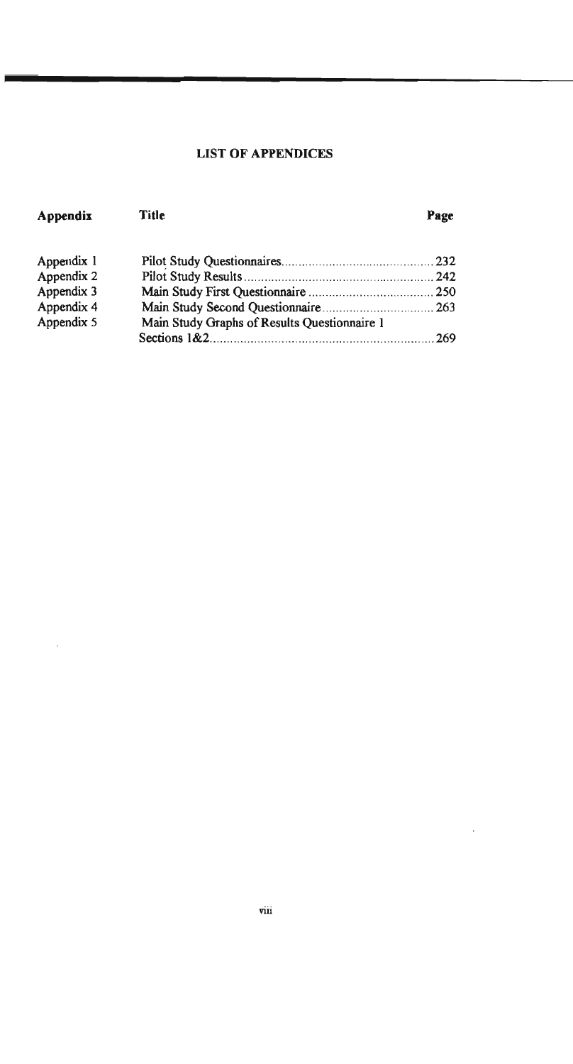## LIST OF APPENDICES

| Appendix | Title | Page |
| --- | --- | --- |
| Appendix 1 | Pilot Study Questionnaires | 232 |
| Appendix 2 | Pilot Study Results | 242 |
| Appendix 3 | Main Study First Questionnaire | 250 |
| Appendix 4 | Main Study Second Questionnaire | 263 |
| Appendix 5 | Main Study Graphs of Results Questionnaire 1 Sections 1&2 | 269 |